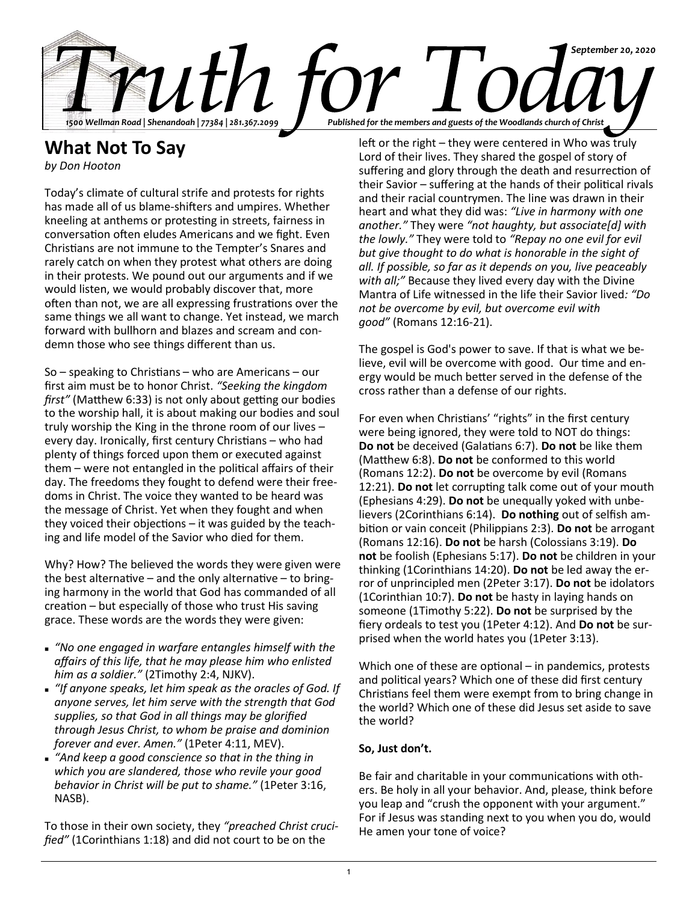# Truth for Today

*September 20, 2020*

*1500 Wellman Road | Shenandoah | 77384 | 281.367.2099*

*Published for the members and guests of the Woodlands church of Christ*

## What Not To Say

*by Don Hooton*

Today's climate of cultural strife and protests for rights has made all of us blame-shifters and umpires. Whether kneeling at anthems or protesting in streets, fairness in conversation often eludes Americans and we fight. Even Christians are not immune to the Tempter's Snares and rarely catch on when they protest what others are doing in their protests. We pound out our arguments and if we would listen, we would probably discover that, more often than not, we are all expressing frustrations over the same things we all want to change. Yet instead, we march forward with bullhorn and blazes and scream and condemn those who see things different than us.

So – speaking to Christians – who are Americans – our first aim must be to honor Christ. *"Seeking the kingdom first"* (Matthew 6:33) is not only about getting our bodies to the worship hall, it is about making our bodies and soul truly worship the King in the throne room of our lives – every day. Ironically, first century Christians – who had plenty of things forced upon them or executed against them – were not entangled in the political affairs of their day. The freedoms they fought to defend were their freedoms in Christ. The voice they wanted to be heard was the message of Christ. Yet when they fought and when they voiced their objections – it was guided by the teaching and life model of the Savior who died for them.

Why? How? The believed the words they were given were the best alternative – and the only alternative – to bringing harmony in the world that God has commanded of all creation – but especially of those who trust His saving grace. These words are the words they were given:

- *"No one engaged in warfare entangles himself with the affairs of this life, that he may please him who enlisted him as a soldier."* (2Timothy 2:4, NJKV).
- *"If anyone speaks, let him speak as the oracles of God. If anyone serves, let him serve with the strength that God supplies, so that God in all things may be glorified through Jesus Christ, to whom be praise and dominion forever and ever. Amen."* (1Peter 4:11, MEV).
- *"And keep a good conscience so that in the thing in which you are slandered, those who revile your good behavior in Christ will be put to shame."* (1Peter 3:16, NASB).

To those in their own society, they *"preached Christ crucified"* (1Corinthians 1:18) and did not court to be on the left or the right – they were centered in Who was truly Lord of their lives. They shared the gospel of story of suffering and glory through the death and resurrection of their Savior – suffering at the hands of their political rivals and their racial countrymen. The line was drawn in their heart and what they did was: *"Live in harmony with one another."* They were *"not haughty, but associate[d] with the lowly."* They were told to *"Repay no one evil for evil but give thought to do what is honorable in the sight of all. If possible, so far as it depends on you, live peaceably with all;"* Because they lived every day with the Divine Mantra of Life witnessed in the life their Savior lived*: "Do not be overcome by evil, but overcome evil with good"* (Romans 12:16-21).

The gospel is God's power to save. If that is what we believe, evil will be overcome with good. Our time and energy would be much better served in the defense of the cross rather than a defense of our rights.

For even when Christians' "rights" in the first century were being ignored, they were told to NOT do things: **Do not** be deceived (Galatians 6:7). **Do not** be like them (Matthew 6:8). **Do not** be conformed to this world (Romans 12:2). **Do not** be overcome by evil (Romans 12:21). **Do not** let corrupting talk come out of your mouth (Ephesians 4:29). **Do not** be unequally yoked with unbelievers (2Corinthians 6:14). **Do nothing** out of selfish ambition or vain conceit (Philippians 2:3). **Do not** be arrogant (Romans 12:16). **Do not** be harsh (Colossians 3:19). **Do not** be foolish (Ephesians 5:17). **Do not** be children in your thinking (1Corinthians 14:20). **Do not** be led away the error of unprincipled men (2Peter 3:17). **Do not** be idolators (1Corinthian 10:7). **Do not** be hasty in laying hands on someone (1Timothy 5:22). **Do not** be surprised by the fiery ordeals to test you (1Peter 4:12). And **Do not** be surprised when the world hates you (1Peter 3:13).

Which one of these are optional – in pandemics, protests and political years? Which one of these did first century Christians feel them were exempt from to bring change in the world? Which one of these did Jesus set aside to save the world?

**So, Just don't.**

Be fair and charitable in your communications with others. Be holy in all your behavior. And, please, think before you leap and "crush the opponent with your argument." For if Jesus was standing next to you when you do, would He amen your tone of voice?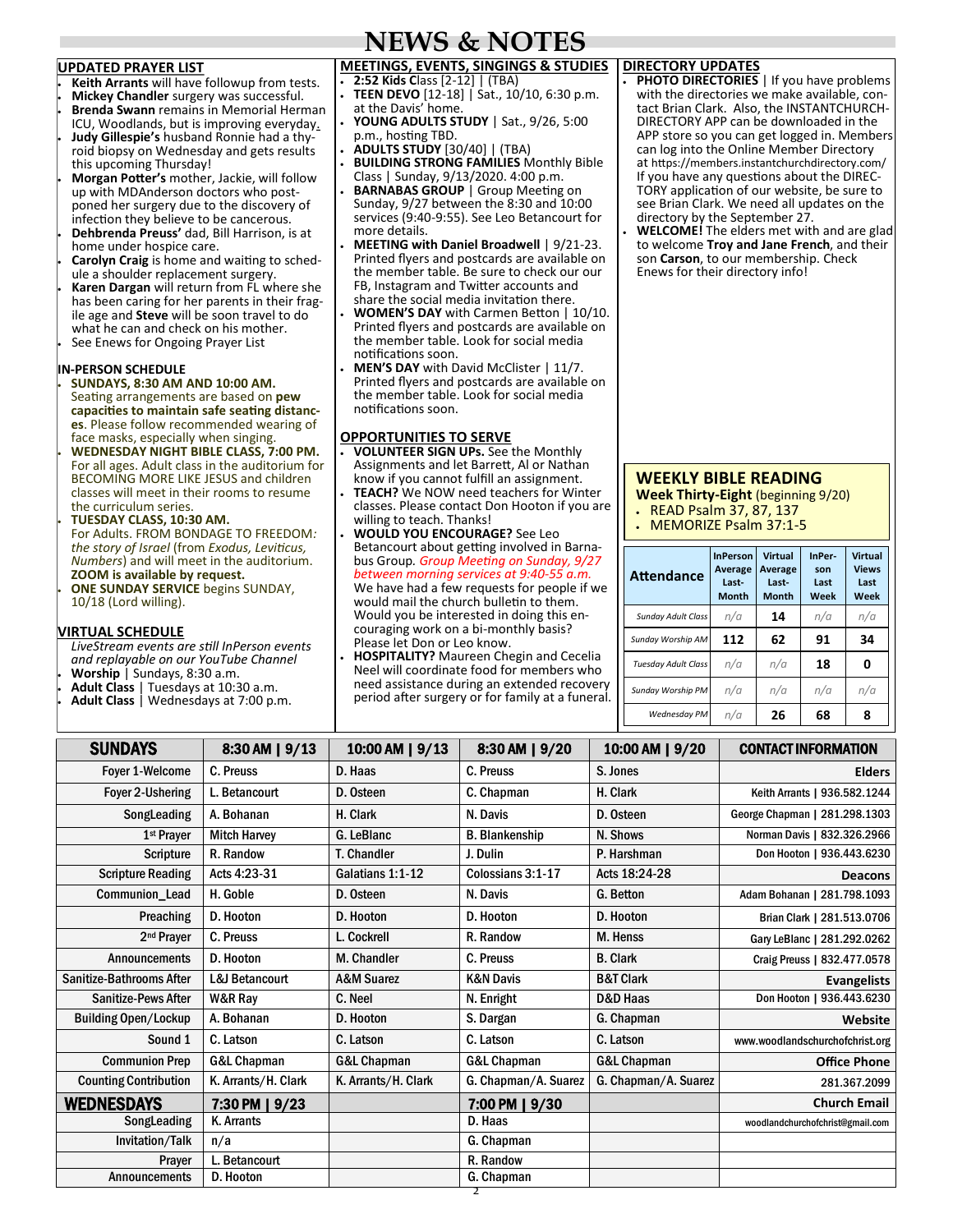# NEWS & NOTES

## UPDATED PRAYER LIST

- **Keith Arrants** will have followup from tests.
- **Mickey Chandler** surgery was successful.
- **Brenda Swann** remains in Memorial Herman ICU, Woodlands, but is improving everyday.
- **Judy Gillespie's** husband Ronnie had a thyroid biopsy on Wednesday and gets results this upcoming Thursday!
- **Morgan Potter's** mother, Jackie, will follow up with MDAnderson doctors who postponed her surgery due to the discovery of infection they believe to be cancerous.
- **Dehbrenda Preuss'** dad, Bill Harrison, is at home under hospice care.
- **Carolyn Craig** is home and waiting to schedule a shoulder replacement surgery.
- **Karen Dargan** will return from FL where she has been caring for her parents in their fragile age and **Steve** will be soon travel to do what he can and check on his mother.
- See Enews for Ongoing Prayer List

## IN-PERSON SCHEDULE

- **SUNDAYS, 8:30 AM AND 10:00 AM.** Seating arrangements are based on **pew capacities to maintain safe seating distances**. Please follow recommended wearing of face masks, especially when singing.
- **WEDNESDAY NIGHT BIBLE CLASS, 7:00 PM.** For all ages. Adult class in the auditorium for BECOMING MORE LIKE JESUS and children classes will meet in their rooms to resume the curriculum series.
- **TUESDAY CLASS, 10:30 AM.** For Adults. FROM BONDAGE TO FREEDOM*: the story of Israel* (from *Exodus, Leviticus, Numbers*) and will meet in the auditorium. **ZOOM is available by request.**
- **ONE SUNDAY SERVICE** begins SUNDAY, 10/18 (Lord willing).

## VIRTUAL SCHEDULE

*LiveStream events are still InPerson events and replayable on our YouTube Channel*

- **Worship** | Sundays, 8:30 a.m.
- **Adult Class** | Tuesdays at 10:30 a.m.
- **Adult Class** | Wednesdays at 7:00 p.m.

## MEETINGS, EVENTS, SINGINGS & STUDIES

- **2:52 Kids C**lass [2-12] | (TBA)
- **TEEN DEVO** [12-18] | Sat., 10/10, 6:30 p.m. at the Davis' home.
- **YOUNG ADULTS STUDY** | Sat., 9/26, 5:00 p.m., hosting TBD.
- **ADULTS STUDY** [30/40] | (TBA)
- **BUILDING STRONG FAMILIES** Monthly Bible Class | Sunday, 9/13/2020. 4:00 p.m.
- **BARNABAS GROUP** | Group Meeting on Sunday, 9/27 between the 8:30 and 10:00 services (9:40-9:55). See Leo Betancourt for more details.
- **MEETING with Daniel Broadwell** | 9/21-23. Printed flyers and postcards are available on the member table. Be sure to check our our FB, Instagram and Twitter accounts and share the social media invitation there.
- **WOMEN'S DAY** with Carmen Betton | 10/10. Printed flyers and postcards are available on the member table. Look for social media notifications soon.
- **MEN'S DAY** with David McClister | 11/7. Printed flyers and postcards are available on the member table. Look for social media notifications soon.

## OPPORTUNITIES TO SERVE

- **VOLUNTEER SIGN UPs.** See the Monthly Assignments and let Barrett, Al or Nathan know if you cannot fulfill an assignment.
- **TEACH?** We NOW need teachers for Winter classes. Please contact Don Hooton if you are willing to teach. Thanks!
- **WOULD YOU ENCOURAGE?** See Leo Betancourt about getting involved in Barnabus Group. *Group Meeting on Sunday, 9/27 between morning services at 9:40-55 a.m.* We have had a few requests for people if we would mail the church bulletin to them. Would you be interested in doing this encouraging work on a bi-monthly basis? Please let Don or Leo know.
- **HOSPITALITY?** Maureen Chegin and Cecelia Neel will coordinate food for members who need assistance during an extended recovery period after surgery or for family at a funeral.

## DIRECTORY UPDATES

- **PHOTO DIRECTORIES** | If you have problems with the directories we make available, contact Brian Clark. Also, the INSTANTCHURCH-DIRECTORY APP can be downloaded in the APP store so you can get logged in. Members can log into the Online Member Directory at https://members.instantchurchdirectory.com/ If you have any questions about the DIRECTORY application of our website, be sure to see Brian Clark. We need all updates on the directory by the September 27.
- **WELCOME!** The elders met with and are glad to welcome **Troy and Jane French**, and their son **Carson**, to our membership. Check Enews for their directory info!

## WEEKLY BIBLE READING

**Week Thirty-Eight** (beginning 9/20)

- READ Psalm 37, 87, 137
- MEMORIZE Psalm 37:1-5

| Attendance | InPerson Average Last-Month | Virtual Average Last-Month | InPerson Last Week | Virtual Views Last Week |
|---|---|---|---|---|
| *Sunday Adult Class* | *n/a* | 14 | *n/a* | *n/a* |
| *Sunday Worship AM* | 112 | 62 | 91 | 34 |
| *Tuesday Adult Class* | *n/a* | *n/a* | 18 | 0 |
| *Sunday Worship PM* | *n/a* | *n/a* | *n/a* | *n/a* |
| *Wednesday PM* | *n/a* | 26 | 68 | 8 |

| SUNDAYS | 8:30 AM \| 9/13 | 10:00 AM \| 9/13 | 8:30 AM \| 9/20 | 10:00 AM \| 9/20 | CONTACT INFORMATION |
|---|---|---|---|---|---|
| Foyer 1-Welcome | C. Preuss | D. Haas | C. Preuss | S. Jones | **Elders** |
| Foyer 2-Ushering | L. Betancourt | D. Osteen | C. Chapman | H. Clark | Keith Arrants \| 936.582.1244 |
| SongLeading | A. Bohanan | H. Clark | N. Davis | D. Osteen | George Chapman \| 281.298.1303 |
| 1st Prayer | Mitch Harvey | G. LeBlanc | B. Blankenship | N. Shows | Norman Davis \| 832.326.2966 |
| Scripture | R. Randow | T. Chandler | J. Dulin | P. Harshman | Don Hooton \| 936.443.6230 |
| Scripture Reading | Acts 4:23-31 | Galatians 1:1-12 | Colossians 3:1-17 | Acts 18:24-28 | **Deacons** |
| Communion_Lead | H. Goble | D. Osteen | N. Davis | G. Betton | Adam Bohanan \| 281.798.1093 |
| Preaching | D. Hooton | D. Hooton | D. Hooton | D. Hooton | Brian Clark \| 281.513.0706 |
| 2nd Prayer | C. Preuss | L. Cockrell | R. Randow | M. Henss | Gary LeBlanc \| 281.292.0262 |
| Announcements | D. Hooton | M. Chandler | C. Preuss | B. Clark | Craig Preuss \| 832.477.0578 |
| Sanitize-Bathrooms After | L&J Betancourt | A&M Suarez | K&N Davis | B&T Clark | **Evangelists** |
| Sanitize-Pews After | W&R Ray | C. Neel | N. Enright | D&D Haas | Don Hooton \| 936.443.6230 |
| Building Open/Lockup | A. Bohanan | D. Hooton | S. Dargan | G. Chapman | **Website** |
| Sound 1 | C. Latson | C. Latson | C. Latson | C. Latson | www.woodlandschurchofchrist.org |
| Communion Prep | G&L Chapman | G&L Chapman | G&L Chapman | G&L Chapman | **Office Phone** |
| Counting Contribution | K. Arrants/H. Clark | K. Arrants/H. Clark | G. Chapman/A. Suarez | G. Chapman/A. Suarez | 281.367.2099 |
| **WEDNESDAYS** | **7:30 PM \| 9/23** | | **7:00 PM \| 9/30** | | **Church Email** |
| SongLeading | K. Arrants | | D. Haas | | woodlandchurchofchrist@gmail.com |
| Invitation/Talk | n/a | | G. Chapman | | |
| Prayer | L. Betancourt | | R. Randow | | |
| Announcements | D. Hooton | | G. Chapman | | |